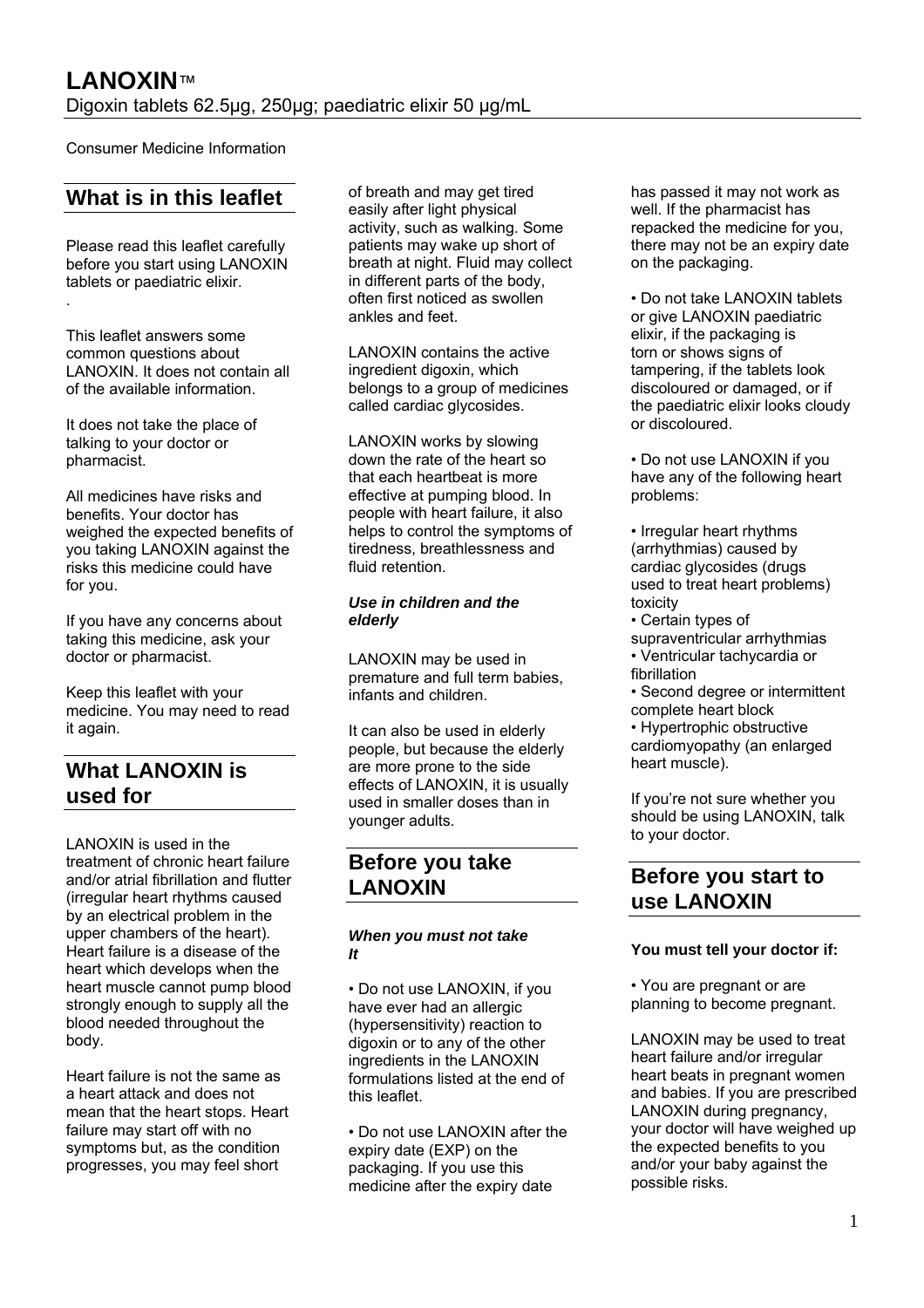# LANOXIN™

Digoxin tablets 62.5µg, 250µg; paediatric elixir 50 µg/mL

Consumer Medicine Information

## What is in this leaflet

Please read this leaflet carefully before you start using LANOXIN tablets or paediatric elixir.

.

This leaflet answers some common questions about LANOXIN. It does not contain all of the available information.

It does not take the place of talking to your doctor or pharmacist.

All medicines have risks and benefits. Your doctor has weighed the expected benefits of you taking LANOXIN against the risks this medicine could have for you.

If you have any concerns about taking this medicine, ask your doctor or pharmacist.

Keep this leaflet with your medicine. You may need to read it again.

## What LANOXIN is used for

LANOXIN is used in the treatment of chronic heart failure and/or atrial fibrillation and flutter (irregular heart rhythms caused by an electrical problem in the upper chambers of the heart). Heart failure is a disease of the heart which develops when the heart muscle cannot pump blood strongly enough to supply all the blood needed throughout the body.

Heart failure is not the same as a heart attack and does not mean that the heart stops. Heart failure may start off with no symptoms but, as the condition progresses, you may feel short of breath and may get tired easily after light physical activity, such as walking. Some patients may wake up short of breath at night. Fluid may collect in different parts of the body, often first noticed as swollen ankles and feet.

LANOXIN contains the active ingredient digoxin, which belongs to a group of medicines called cardiac glycosides.

LANOXIN works by slowing down the rate of the heart so that each heartbeat is more effective at pumping blood. In people with heart failure, it also helps to control the symptoms of tiredness, breathlessness and fluid retention.

### *Use in children and the elderly*

LANOXIN may be used in premature and full term babies, infants and children.

It can also be used in elderly people, but because the elderly are more prone to the side effects of LANOXIN, it is usually used in smaller doses than in younger adults.

## Before you take LANOXIN

### *When you must not take It*

• Do not use LANOXIN, if you have ever had an allergic (hypersensitivity) reaction to digoxin or to any of the other ingredients in the LANOXIN formulations listed at the end of this leaflet.

• Do not use LANOXIN after the expiry date (EXP) on the packaging. If you use this medicine after the expiry date has passed it may not work as well. If the pharmacist has repacked the medicine for you, there may not be an expiry date on the packaging.

• Do not take LANOXIN tablets or give LANOXIN paediatric elixir, if the packaging is torn or shows signs of tampering, if the tablets look discoloured or damaged, or if the paediatric elixir looks cloudy or discoloured.

• Do not use LANOXIN if you have any of the following heart problems:

• Irregular heart rhythms (arrhythmias) caused by cardiac glycosides (drugs used to treat heart problems) toxicity
• Certain types of supraventricular arrhythmias
• Ventricular tachycardia or fibrillation
• Second degree or intermittent complete heart block
• Hypertrophic obstructive cardiomyopathy (an enlarged heart muscle).

If you're not sure whether you should be using LANOXIN, talk to your doctor.

## Before you start to use LANOXIN

**You must tell your doctor if:**

• You are pregnant or are planning to become pregnant.

LANOXIN may be used to treat heart failure and/or irregular heart beats in pregnant women and babies. If you are prescribed LANOXIN during pregnancy, your doctor will have weighed up the expected benefits to you and/or your baby against the possible risks.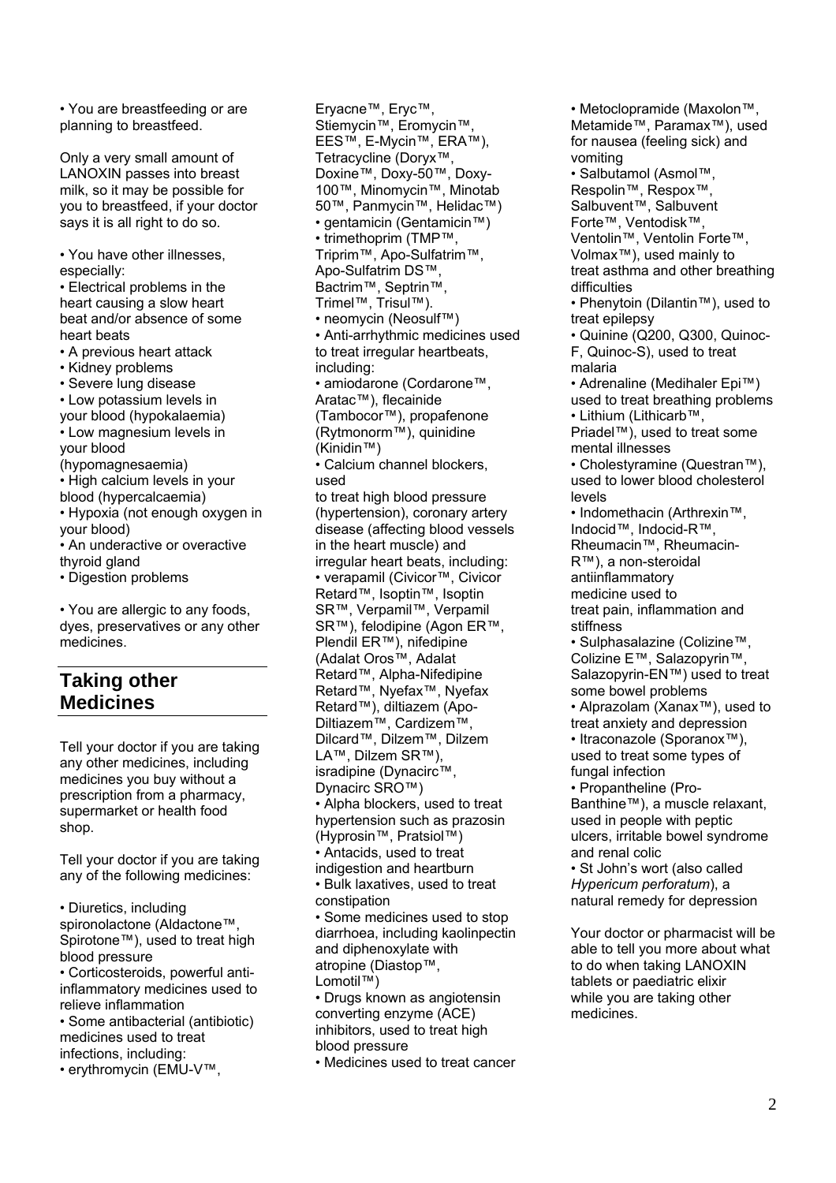- You are breastfeeding or are planning to breastfeed.

Only a very small amount of LANOXIN passes into breast milk, so it may be possible for you to breastfeed, if your doctor says it is all right to do so.

- You have other illnesses, especially:
- Electrical problems in the heart causing a slow heart beat and/or absence of some heart beats
- A previous heart attack
- Kidney problems
- Severe lung disease
- Low potassium levels in your blood (hypokalaemia)
- Low magnesium levels in your blood (hypomagnesaemia)
- High calcium levels in your blood (hypercalcaemia)
- Hypoxia (not enough oxygen in your blood)
- An underactive or overactive thyroid gland
- Digestion problems

- You are allergic to any foods, dyes, preservatives or any other medicines.

## Taking other Medicines

Tell your doctor if you are taking any other medicines, including medicines you buy without a prescription from a pharmacy, supermarket or health food shop.

Tell your doctor if you are taking any of the following medicines:

- Diuretics, including spironolactone (Aldactone™, Spirotone™), used to treat high blood pressure
- Corticosteroids, powerful anti-inflammatory medicines used to relieve inflammation
- Some antibacterial (antibiotic) medicines used to treat infections, including:
- erythromycin (EMU-V™, Eryacne™, Eryc™, Stiemycin™, Eromycin™, EES™, E-Mycin™, ERA™), Tetracycline (Doryx™, Doxine™, Doxy-50™, Doxy-100™, Minomycin™, Minotab 50™, Panmycin™, Helidac™)
- gentamicin (Gentamicin™)
- trimethoprim (TMP™, Triprim™, Apo-Sulfatrim™, Apo-Sulfatrim DS™, Bactrim™, Septrin™, Trimel™, Trisul™).
- neomycin (Neosulf™)
- Anti-arrhythmic medicines used to treat irregular heartbeats, including:
- amiodarone (Cordarone™, Aratac™), flecainide (Tambocor™), propafenone (Rytmonorm™), quinidine (Kinidin™)
- Calcium channel blockers, used to treat high blood pressure (hypertension), coronary artery disease (affecting blood vessels in the heart muscle) and irregular heart beats, including:
- verapamil (Civicor™, Civicor Retard™, Isoptin™, Isoptin SR™, Verpamil™, Verpamil SR™), felodipine (Agon ER™, Plendil ER™), nifedipine (Adalat Oros™, Adalat Retard™, Alpha-Nifedipine Retard™, Nyefax™, Nyefax Retard™), diltiazem (Apo-Diltiazem™, Cardizem™, Dilcard™, Dilzem™, Dilzem LA™, Dilzem SR™), isradipine (Dynacirc™, Dynacirc SRO™)
- Alpha blockers, used to treat hypertension such as prazosin (Hyprosin™, Pratsiol™)
- Antacids, used to treat indigestion and heartburn
- Bulk laxatives, used to treat constipation
- Some medicines used to stop diarrhoea, including kaolinpectin and diphenoxylate with atropine (Diastop™, Lomotil™)
- Drugs known as angiotensin converting enzyme (ACE) inhibitors, used to treat high blood pressure
- Medicines used to treat cancer
- Metoclopramide (Maxolon™, Metamide™, Paramax™), used for nausea (feeling sick) and vomiting
- Salbutamol (Asmol™, Respolin™, Respox™, Salbuvent™, Salbuvent Forte™, Ventodisk™, Ventolin™, Ventolin Forte™, Volmax™), used mainly to treat asthma and other breathing difficulties
- Phenytoin (Dilantin™), used to treat epilepsy
- Quinine (Q200, Q300, Quinoc-F, Quinoc-S), used to treat malaria
- Adrenaline (Medihaler Epi™) used to treat breathing problems
- Lithium (Lithicarb™, Priadel™), used to treat some mental illnesses
- Cholestyramine (Questran™), used to lower blood cholesterol levels
- Indomethacin (Arthrexin™, Indocid™, Indocid-R™, Rheumacin™, Rheumacin-R™), a non-steroidal antiinflammatory medicine used to treat pain, inflammation and stiffness
- Sulphasalazine (Colizine™, Colizine E™, Salazopyrin™, Salazopyrin-EN™) used to treat some bowel problems
- Alprazolam (Xanax™), used to treat anxiety and depression
- Itraconazole (Sporanox™), used to treat some types of fungal infection
- Propantheline (Pro-Banthine™), a muscle relaxant, used in people with peptic ulcers, irritable bowel syndrome and renal colic
- St John's wort (also called *Hypericum perforatum*), a natural remedy for depression

Your doctor or pharmacist will be able to tell you more about what to do when taking LANOXIN tablets or paediatric elixir while you are taking other medicines.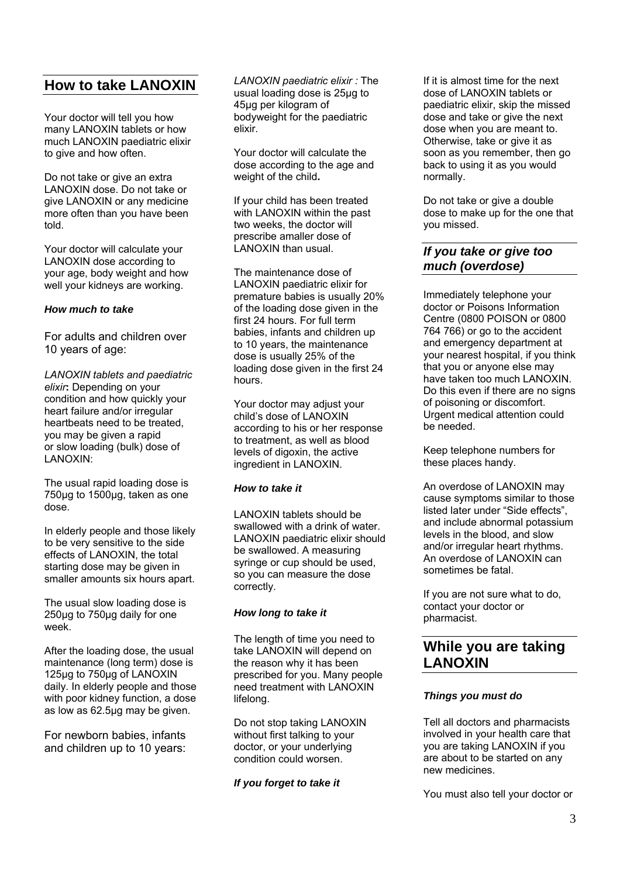## How to take LANOXIN

Your doctor will tell you how many LANOXIN tablets or how much LANOXIN paediatric elixir to give and how often.

Do not take or give an extra LANOXIN dose. Do not take or give LANOXIN or any medicine more often than you have been told.

Your doctor will calculate your LANOXIN dose according to your age, body weight and how well your kidneys are working.

### *How much to take*

For adults and children over 10 years of age:

*LANOXIN tablets and paediatric elixir***:** Depending on your condition and how quickly your heart failure and/or irregular heartbeats need to be treated, you may be given a rapid or slow loading (bulk) dose of LANOXIN:

The usual rapid loading dose is 750µg to 1500µg, taken as one dose.

In elderly people and those likely to be very sensitive to the side effects of LANOXIN, the total starting dose may be given in smaller amounts six hours apart.

The usual slow loading dose is 250µg to 750µg daily for one week.

After the loading dose, the usual maintenance (long term) dose is 125µg to 750µg of LANOXIN daily. In elderly people and those with poor kidney function, a dose as low as 62.5µg may be given.

For newborn babies, infants and children up to 10 years:

*LANOXIN paediatric elixir :* The usual loading dose is 25µg to 45µg per kilogram of bodyweight for the paediatric elixir.

Your doctor will calculate the dose according to the age and weight of the child**.**

If your child has been treated with LANOXIN within the past two weeks, the doctor will prescribe amaller dose of LANOXIN than usual.

The maintenance dose of LANOXIN paediatric elixir for premature babies is usually 20% of the loading dose given in the first 24 hours. For full term babies, infants and children up to 10 years, the maintenance dose is usually 25% of the loading dose given in the first 24 hours.

Your doctor may adjust your child's dose of LANOXIN according to his or her response to treatment, as well as blood levels of digoxin, the active ingredient in LANOXIN.

### *How to take it*

LANOXIN tablets should be swallowed with a drink of water. LANOXIN paediatric elixir should be swallowed. A measuring syringe or cup should be used, so you can measure the dose correctly.

### *How long to take it*

The length of time you need to take LANOXIN will depend on the reason why it has been prescribed for you. Many people need treatment with LANOXIN lifelong.

Do not stop taking LANOXIN without first talking to your doctor, or your underlying condition could worsen.

### *If you forget to take it*

If it is almost time for the next dose of LANOXIN tablets or paediatric elixir, skip the missed dose and take or give the next dose when you are meant to. Otherwise, take or give it as soon as you remember, then go back to using it as you would normally.

Do not take or give a double dose to make up for the one that you missed.

### *If you take or give too much (overdose)*

Immediately telephone your doctor or Poisons Information Centre (0800 POISON or 0800 764 766) or go to the accident and emergency department at your nearest hospital, if you think that you or anyone else may have taken too much LANOXIN. Do this even if there are no signs of poisoning or discomfort. Urgent medical attention could be needed.

Keep telephone numbers for these places handy.

An overdose of LANOXIN may cause symptoms similar to those listed later under "Side effects", and include abnormal potassium levels in the blood, and slow and/or irregular heart rhythms. An overdose of LANOXIN can sometimes be fatal.

If you are not sure what to do, contact your doctor or pharmacist.

## While you are taking LANOXIN

### *Things you must do*

Tell all doctors and pharmacists involved in your health care that you are taking LANOXIN if you are about to be started on any new medicines.

You must also tell your doctor or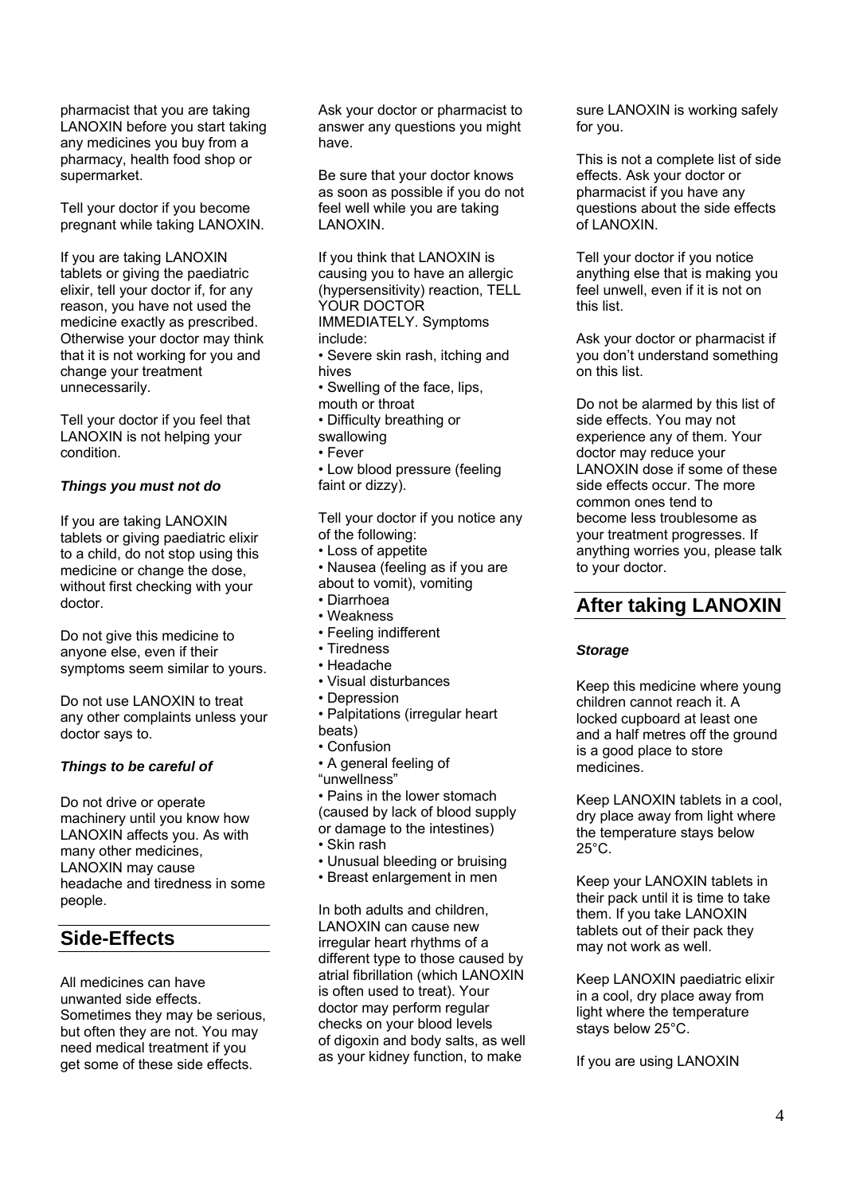pharmacist that you are taking LANOXIN before you start taking any medicines you buy from a pharmacy, health food shop or supermarket.

Tell your doctor if you become pregnant while taking LANOXIN.

If you are taking LANOXIN tablets or giving the paediatric elixir, tell your doctor if, for any reason, you have not used the medicine exactly as prescribed. Otherwise your doctor may think that it is not working for you and change your treatment unnecessarily.

Tell your doctor if you feel that LANOXIN is not helping your condition.

### *Things you must not do*

If you are taking LANOXIN tablets or giving paediatric elixir to a child, do not stop using this medicine or change the dose, without first checking with your doctor.

Do not give this medicine to anyone else, even if their symptoms seem similar to yours.

Do not use LANOXIN to treat any other complaints unless your doctor says to.

### *Things to be careful of*

Do not drive or operate machinery until you know how LANOXIN affects you. As with many other medicines, LANOXIN may cause headache and tiredness in some people.

## Side-Effects

All medicines can have unwanted side effects. Sometimes they may be serious, but often they are not. You may need medical treatment if you get some of these side effects.

Ask your doctor or pharmacist to answer any questions you might have.

Be sure that your doctor knows as soon as possible if you do not feel well while you are taking LANOXIN.

If you think that LANOXIN is causing you to have an allergic (hypersensitivity) reaction, TELL YOUR DOCTOR IMMEDIATELY. Symptoms include:

- Severe skin rash, itching and hives
- Swelling of the face, lips, mouth or throat
- Difficulty breathing or swallowing
- Fever
- Low blood pressure (feeling faint or dizzy).

Tell your doctor if you notice any of the following:

- Loss of appetite
- Nausea (feeling as if you are about to vomit), vomiting
- Diarrhoea
- Weakness
- Feeling indifferent
- Tiredness
- Headache
- Visual disturbances
- Depression
- Palpitations (irregular heart beats)
- Confusion
- A general feeling of "unwellness"
- Pains in the lower stomach (caused by lack of blood supply or damage to the intestines)
- Skin rash
- Unusual bleeding or bruising
- Breast enlargement in men

In both adults and children, LANOXIN can cause new irregular heart rhythms of a different type to those caused by atrial fibrillation (which LANOXIN is often used to treat). Your doctor may perform regular checks on your blood levels of digoxin and body salts, as well as your kidney function, to make sure LANOXIN is working safely for you.

This is not a complete list of side effects. Ask your doctor or pharmacist if you have any questions about the side effects of LANOXIN.

Tell your doctor if you notice anything else that is making you feel unwell, even if it is not on this list.

Ask your doctor or pharmacist if you don't understand something on this list.

Do not be alarmed by this list of side effects. You may not experience any of them. Your doctor may reduce your LANOXIN dose if some of these side effects occur. The more common ones tend to become less troublesome as your treatment progresses. If anything worries you, please talk to your doctor.

## After taking LANOXIN

### *Storage*

Keep this medicine where young children cannot reach it. A locked cupboard at least one and a half metres off the ground is a good place to store medicines.

Keep LANOXIN tablets in a cool, dry place away from light where the temperature stays below 25°C.

Keep your LANOXIN tablets in their pack until it is time to take them. If you take LANOXIN tablets out of their pack they may not work as well.

Keep LANOXIN paediatric elixir in a cool, dry place away from light where the temperature stays below 25°C.

If you are using LANOXIN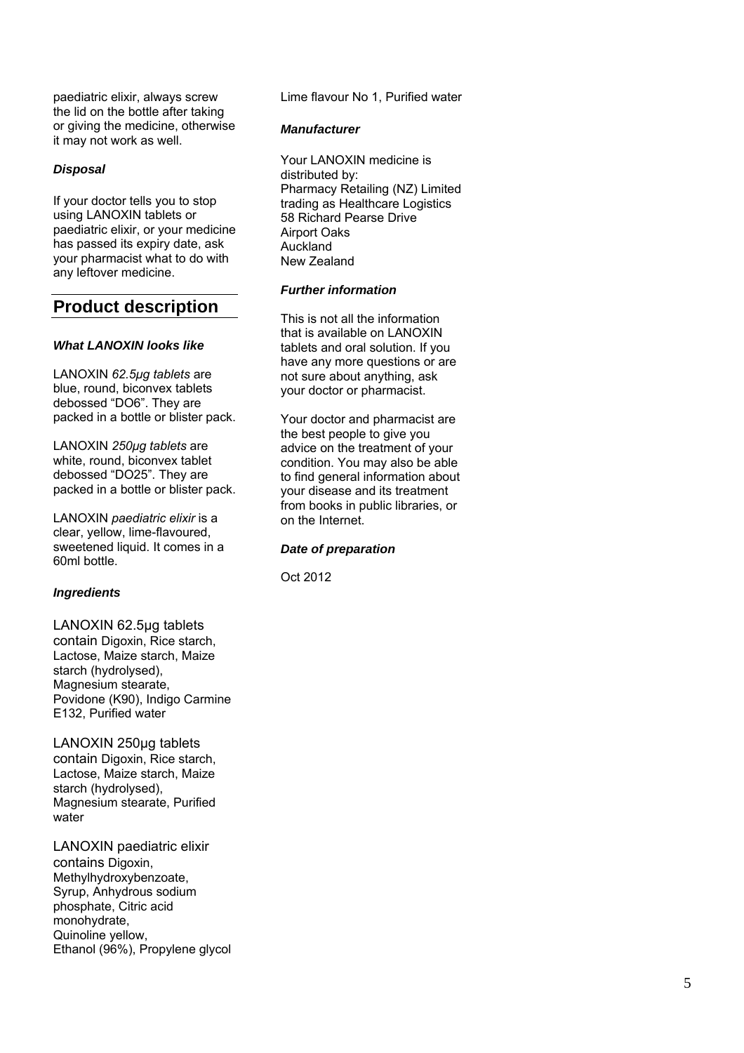paediatric elixir, always screw the lid on the bottle after taking or giving the medicine, otherwise it may not work as well.

### *Disposal*

If your doctor tells you to stop using LANOXIN tablets or paediatric elixir, or your medicine has passed its expiry date, ask your pharmacist what to do with any leftover medicine.

## Product description

### *What LANOXIN looks like*

LANOXIN *62.5µg tablets* are blue, round, biconvex tablets debossed "DO6". They are packed in a bottle or blister pack.

LANOXIN *250µg tablets* are white, round, biconvex tablet debossed "DO25". They are packed in a bottle or blister pack.

LANOXIN *paediatric elixir* is a clear, yellow, lime-flavoured, sweetened liquid. It comes in a 60ml bottle.

### *Ingredients*

LANOXIN 62.5µg tablets contain Digoxin, Rice starch, Lactose, Maize starch, Maize starch (hydrolysed), Magnesium stearate, Povidone (K90), Indigo Carmine E132, Purified water

LANOXIN 250µg tablets contain Digoxin, Rice starch, Lactose, Maize starch, Maize starch (hydrolysed), Magnesium stearate, Purified water

LANOXIN paediatric elixir contains Digoxin, Methylhydroxybenzoate, Syrup, Anhydrous sodium phosphate, Citric acid monohydrate, Quinoline yellow, Ethanol (96%), Propylene glycol Lime flavour No 1, Purified water

### *Manufacturer*

Your LANOXIN medicine is distributed by:
Pharmacy Retailing (NZ) Limited trading as Healthcare Logistics
58 Richard Pearse Drive
Airport Oaks
Auckland
New Zealand

### *Further information*

This is not all the information that is available on LANOXIN tablets and oral solution. If you have any more questions or are not sure about anything, ask your doctor or pharmacist.

Your doctor and pharmacist are the best people to give you advice on the treatment of your condition. You may also be able to find general information about your disease and its treatment from books in public libraries, or on the Internet.

### *Date of preparation*

Oct 2012